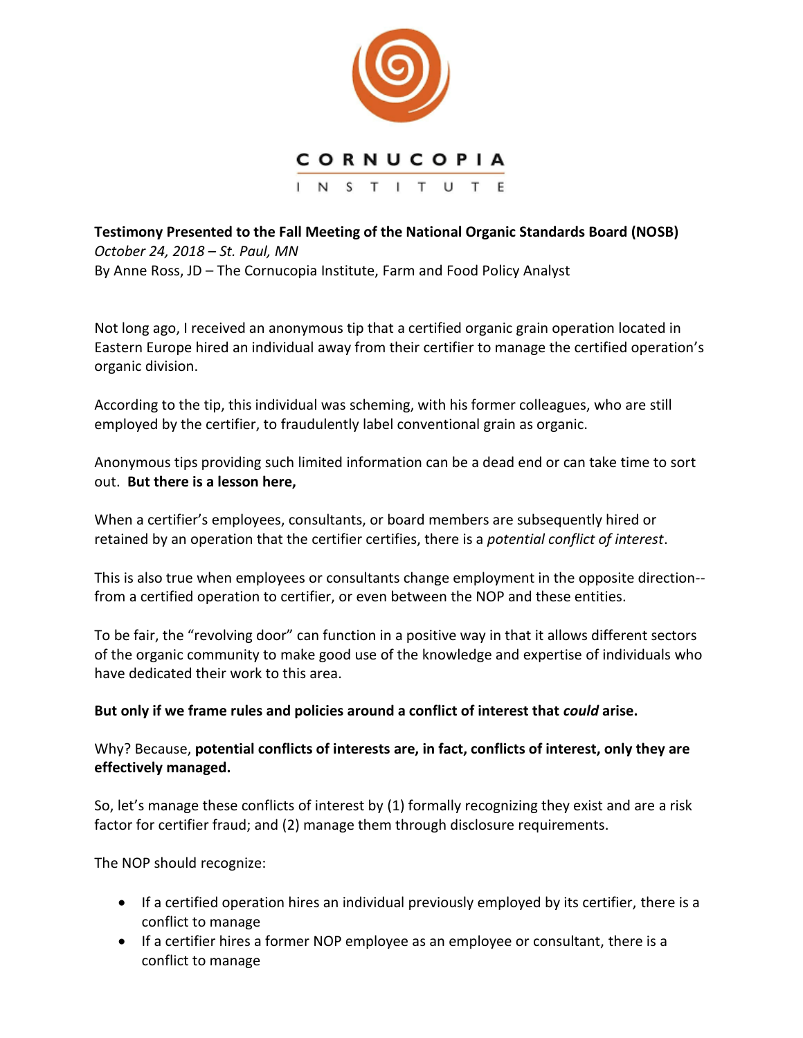CORNUCOPIA
INSTITUTE

**Testimony Presented to the Fall Meeting of the National Organic Standards Board (NOSB)**
*October 24, 2018 – St. Paul, MN*
By Anne Ross, JD – The Cornucopia Institute, Farm and Food Policy Analyst

Not long ago, I received an anonymous tip that a certified organic grain operation located in Eastern Europe hired an individual away from their certifier to manage the certified operation's organic division.

According to the tip, this individual was scheming, with his former colleagues, who are still employed by the certifier, to fraudulently label conventional grain as organic.

Anonymous tips providing such limited information can be a dead end or can take time to sort out. **But there is a lesson here,**

When a certifier's employees, consultants, or board members are subsequently hired or retained by an operation that the certifier certifies, there is a *potential conflict of interest*.

This is also true when employees or consultants change employment in the opposite direction--from a certified operation to certifier, or even between the NOP and these entities.

To be fair, the "revolving door" can function in a positive way in that it allows different sectors of the organic community to make good use of the knowledge and expertise of individuals who have dedicated their work to this area.

**But only if we frame rules and policies around a conflict of interest that *could* arise.**

Why? Because, **potential conflicts of interests are, in fact, conflicts of interest, only they are effectively managed.**

So, let's manage these conflicts of interest by (1) formally recognizing they exist and are a risk factor for certifier fraud; and (2) manage them through disclosure requirements.

The NOP should recognize:

- If a certified operation hires an individual previously employed by its certifier, there is a conflict to manage
- If a certifier hires a former NOP employee as an employee or consultant, there is a conflict to manage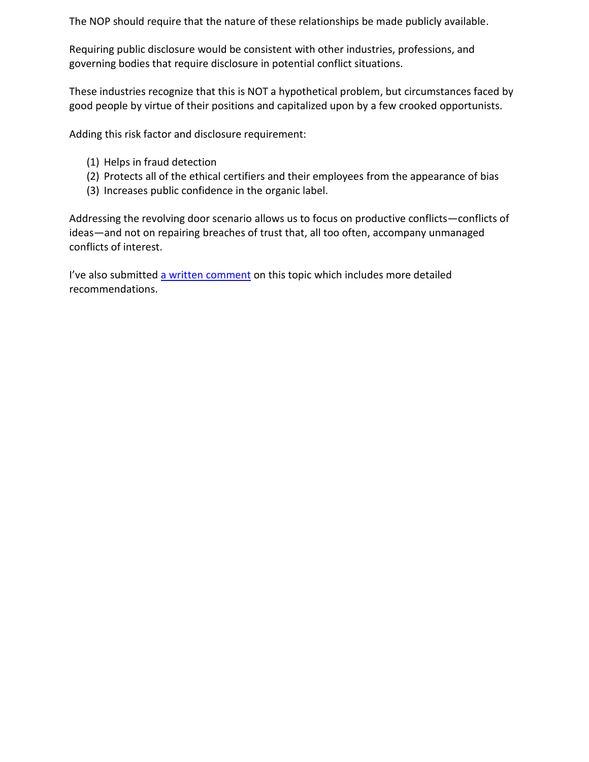The NOP should require that the nature of these relationships be made publicly available.

Requiring public disclosure would be consistent with other industries, professions, and governing bodies that require disclosure in potential conflict situations.

These industries recognize that this is NOT a hypothetical problem, but circumstances faced by good people by virtue of their positions and capitalized upon by a few crooked opportunists.

Adding this risk factor and disclosure requirement:

(1) Helps in fraud detection
(2) Protects all of the ethical certifiers and their employees from the appearance of bias
(3) Increases public confidence in the organic label.

Addressing the revolving door scenario allows us to focus on productive conflicts—conflicts of ideas—and not on repairing breaches of trust that, all too often, accompany unmanaged conflicts of interest.

I've also submitted a written comment on this topic which includes more detailed recommendations.